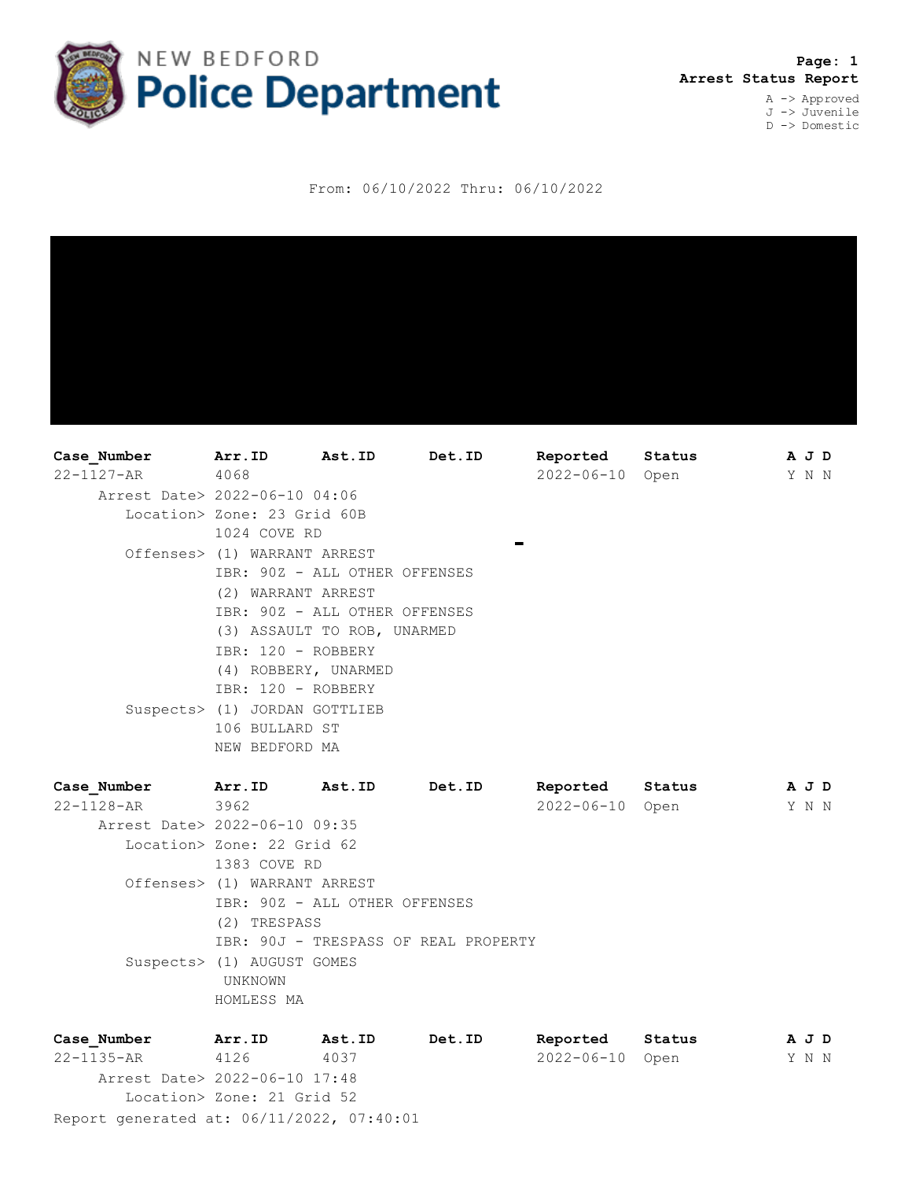# NEW BEDFORD Police Department

**Arrest Status Report**

A -> Approved
J -> Juvenile
D -> Domestic

From: 06/10/2022 Thru: 06/10/2022

| Case_Number | Arr.ID | Ast.ID | Det.ID | Reported | Status | A | J | D |
|---|---|---|---|---|---|---|---|---|
| 22-1127-AR | 4068 | | | 2022-06-10 | Open | Y | N | N |

Arrest Date> 2022-06-10 04:06
Location> Zone: 23 Grid 60B
1024 COVE RD
Offenses> (1) WARRANT ARREST
IBR: 90Z - ALL OTHER OFFENSES
(2) WARRANT ARREST
IBR: 90Z - ALL OTHER OFFENSES
(3) ASSAULT TO ROB, UNARMED
IBR: 120 - ROBBERY
(4) ROBBERY, UNARMED
IBR: 120 - ROBBERY
Suspects> (1) JORDAN GOTTLIEB
106 BULLARD ST
NEW BEDFORD MA

| Case_Number | Arr.ID | Ast.ID | Det.ID | Reported | Status | A | J | D |
|---|---|---|---|---|---|---|---|---|
| 22-1128-AR | 3962 | | | 2022-06-10 | Open | Y | N | N |

Arrest Date> 2022-06-10 09:35
Location> Zone: 22 Grid 62
1383 COVE RD
Offenses> (1) WARRANT ARREST
IBR: 90Z - ALL OTHER OFFENSES
(2) TRESPASS
IBR: 90J - TRESPASS OF REAL PROPERTY
Suspects> (1) AUGUST GOMES
UNKNOWN
HOMLESS MA

| Case_Number | Arr.ID | Ast.ID | Det.ID | Reported | Status | A | J | D |
|---|---|---|---|---|---|---|---|---|
| 22-1135-AR | 4126 | 4037 | | 2022-06-10 | Open | Y | N | N |

Arrest Date> 2022-06-10 17:48
Location> Zone: 21 Grid 52

Report generated at: 06/11/2022, 07:40:01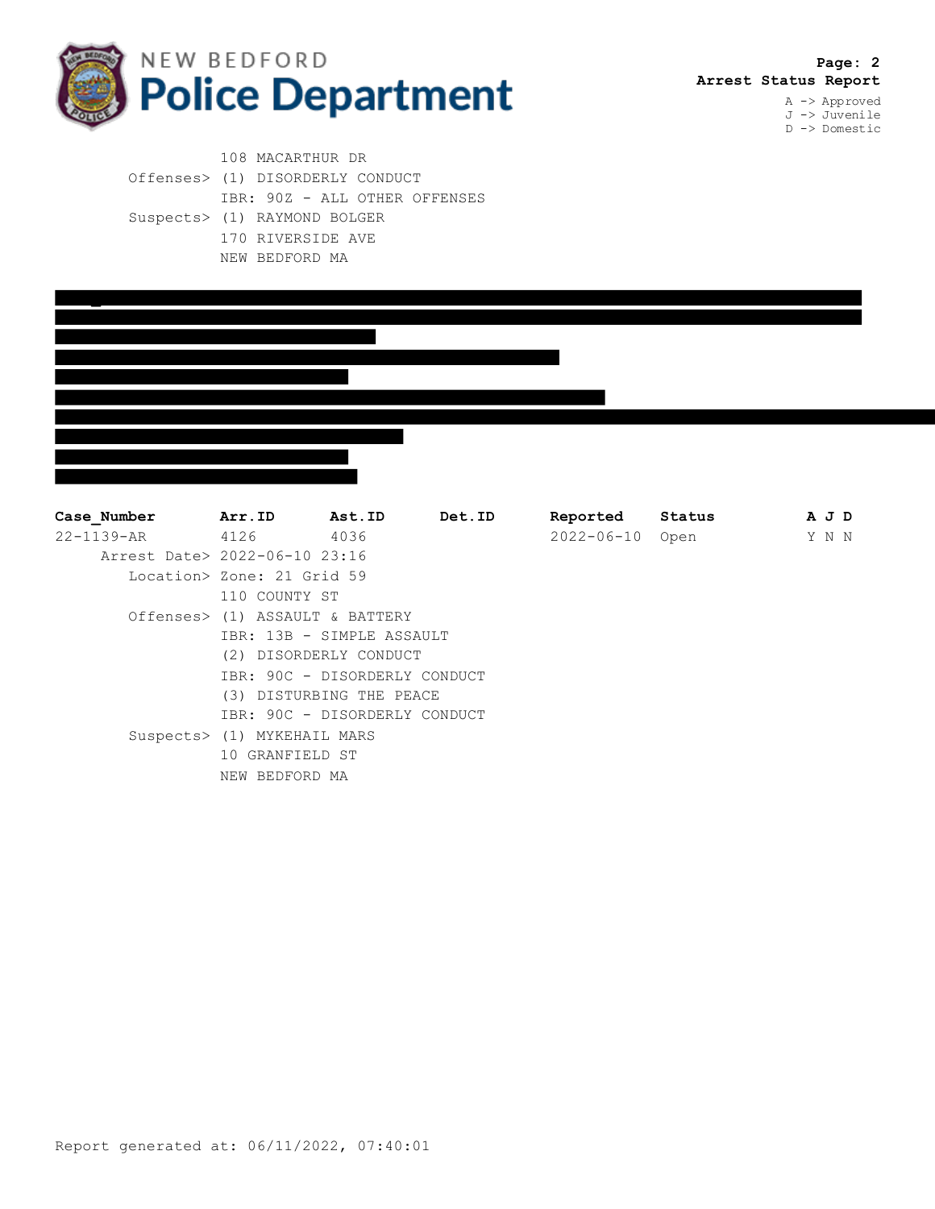**Arrest Status Report**

A -> Approved
J -> Juvenile
D -> Domestic

108 MACARTHUR DR
Offenses> (1) DISORDERLY CONDUCT
IBR: 90Z - ALL OTHER OFFENSES
Suspects> (1) RAYMOND BOLGER
170 RIVERSIDE AVE
NEW BEDFORD MA

| Case_Number | Arr.ID | Ast.ID | Det.ID | Reported | Status | A | J | D |
|---|---|---|---|---|---|---|---|---|
| 22-1139-AR | 4126 | 4036 | | 2022-06-10 | Open | Y | N | N |

Arrest Date> 2022-06-10 23:16
Location> Zone: 21 Grid 59
110 COUNTY ST
Offenses> (1) ASSAULT & BATTERY
IBR: 13B - SIMPLE ASSAULT
(2) DISORDERLY CONDUCT
IBR: 90C - DISORDERLY CONDUCT
(3) DISTURBING THE PEACE
IBR: 90C - DISORDERLY CONDUCT
Suspects> (1) MYKEHAIL MARS
10 GRANFIELD ST
NEW BEDFORD MA

Report generated at: 06/11/2022, 07:40:01